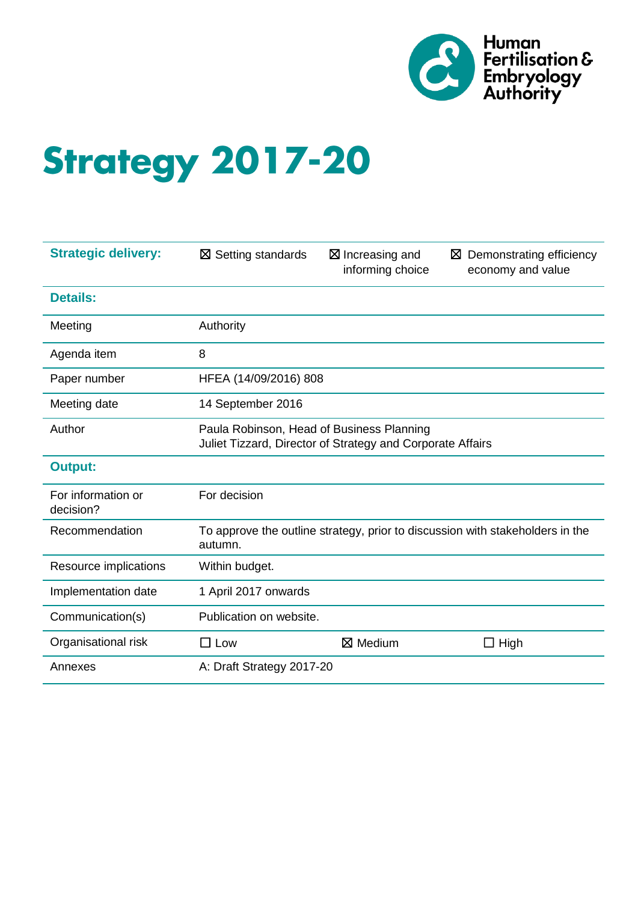Human Fertilisation & Embryology Authority

# Strategy 2017-20

| | | | |
|---|---|---|---|
| **Strategic delivery:** | ☒ Setting standards | ☒ Increasing and informing choice | ☒ Demonstrating efficiency economy and value |
| **Details:** | | | |
| Meeting | Authority | | |
| Agenda item | 8 | | |
| Paper number | HFEA (14/09/2016) 808 | | |
| Meeting date | 14 September 2016 | | |
| Author | Paula Robinson, Head of Business Planning<br>Juliet Tizzard, Director of Strategy and Corporate Affairs | | |
| **Output:** | | | |
| For information or decision? | For decision | | |
| Recommendation | To approve the outline strategy, prior to discussion with stakeholders in the autumn. | | |
| Resource implications | Within budget. | | |
| Implementation date | 1 April 2017 onwards | | |
| Communication(s) | Publication on website. | | |
| Organisational risk | ☐ Low | ☒ Medium | ☐ High |
| Annexes | A: Draft Strategy 2017-20 | | |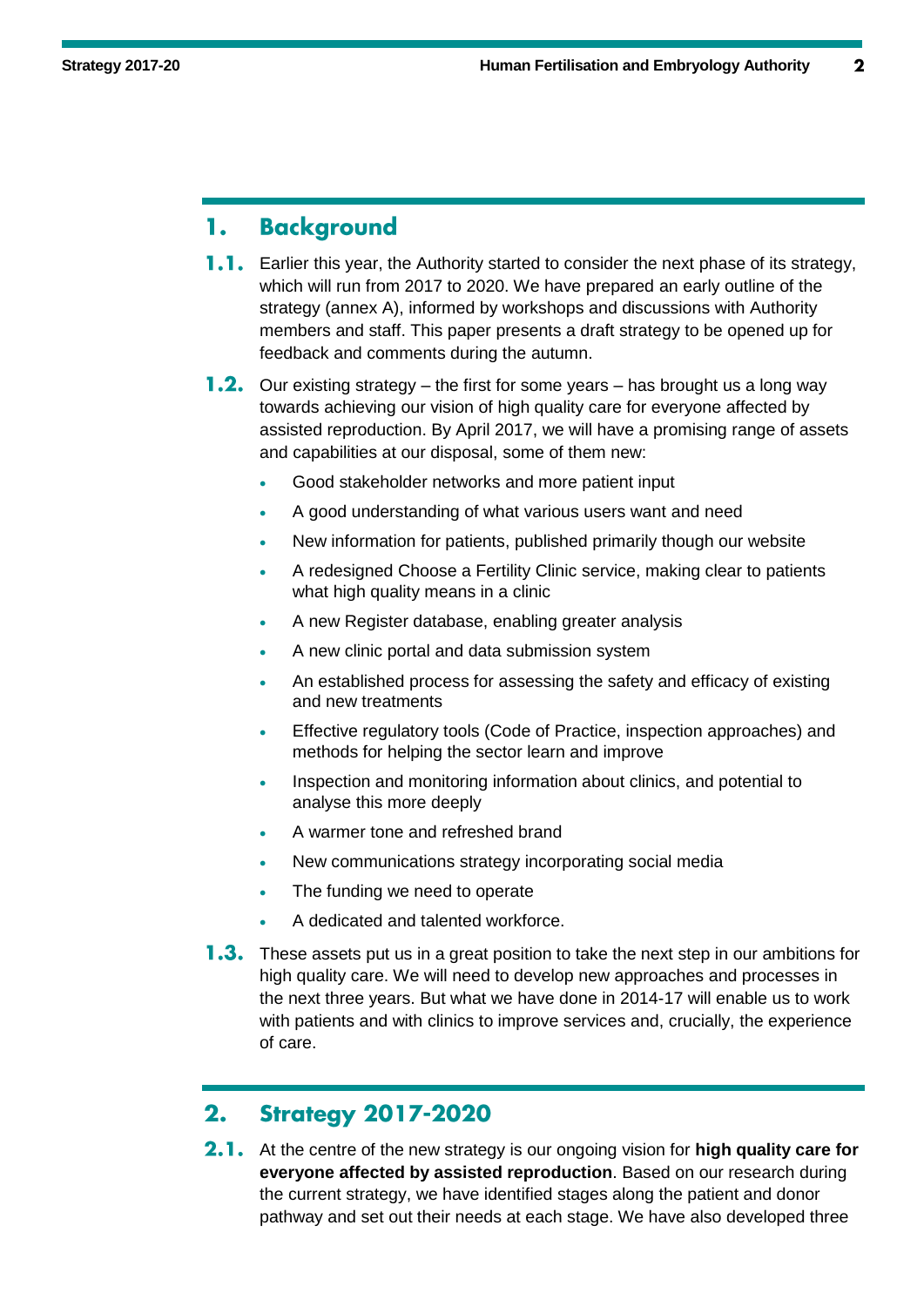## 1. Background

**1.1.** Earlier this year, the Authority started to consider the next phase of its strategy, which will run from 2017 to 2020. We have prepared an early outline of the strategy (annex A), informed by workshops and discussions with Authority members and staff. This paper presents a draft strategy to be opened up for feedback and comments during the autumn.

**1.2.** Our existing strategy – the first for some years – has brought us a long way towards achieving our vision of high quality care for everyone affected by assisted reproduction. By April 2017, we will have a promising range of assets and capabilities at our disposal, some of them new:

- Good stakeholder networks and more patient input
- A good understanding of what various users want and need
- New information for patients, published primarily though our website
- A redesigned Choose a Fertility Clinic service, making clear to patients what high quality means in a clinic
- A new Register database, enabling greater analysis
- A new clinic portal and data submission system
- An established process for assessing the safety and efficacy of existing and new treatments
- Effective regulatory tools (Code of Practice, inspection approaches) and methods for helping the sector learn and improve
- Inspection and monitoring information about clinics, and potential to analyse this more deeply
- A warmer tone and refreshed brand
- New communications strategy incorporating social media
- The funding we need to operate
- A dedicated and talented workforce.

**1.3.** These assets put us in a great position to take the next step in our ambitions for high quality care. We will need to develop new approaches and processes in the next three years. But what we have done in 2014-17 will enable us to work with patients and with clinics to improve services and, crucially, the experience of care.

## 2. Strategy 2017-2020

**2.1.** At the centre of the new strategy is our ongoing vision for **high quality care for everyone affected by assisted reproduction**. Based on our research during the current strategy, we have identified stages along the patient and donor pathway and set out their needs at each stage. We have also developed three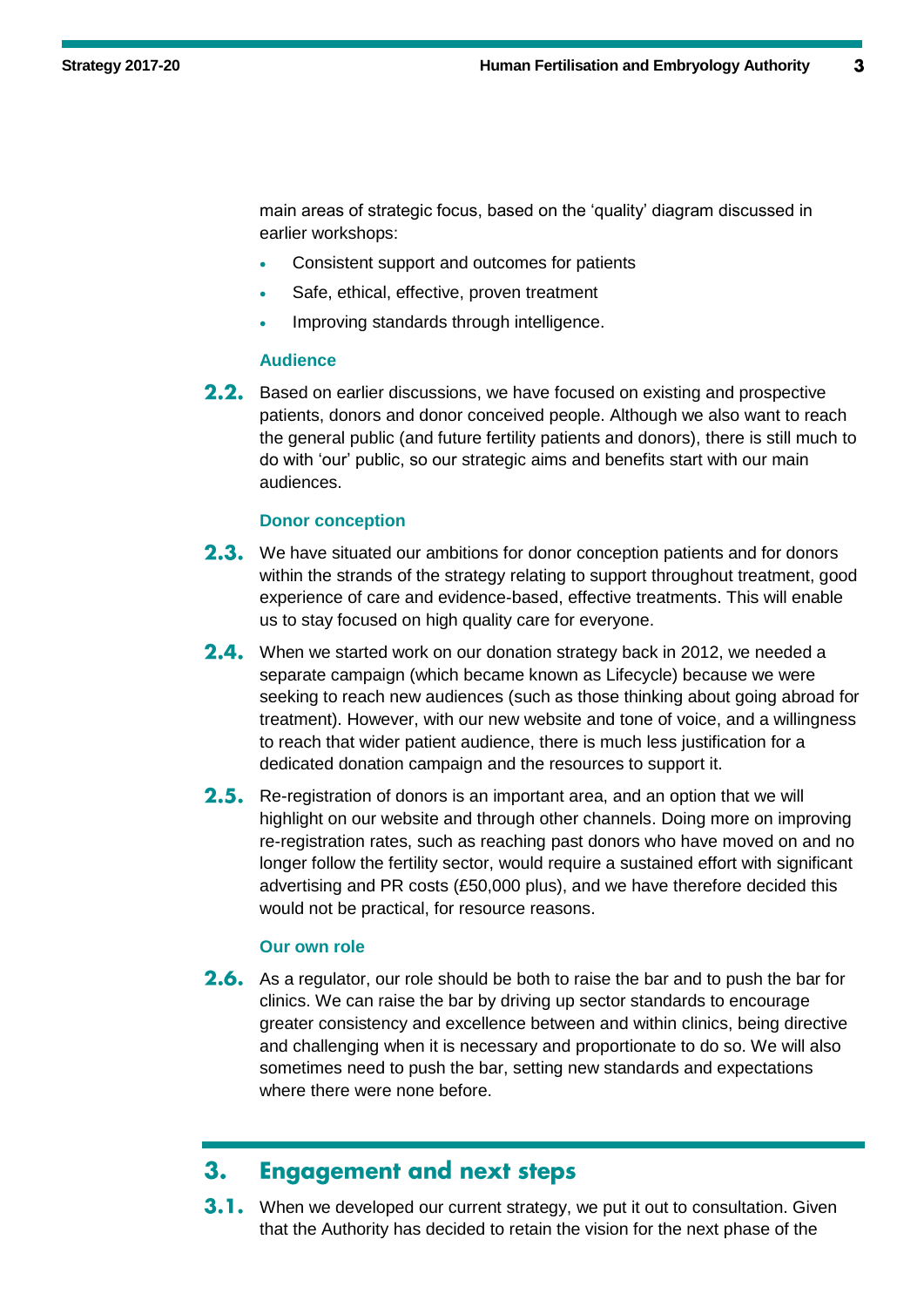main areas of strategic focus, based on the 'quality' diagram discussed in earlier workshops:

- Consistent support and outcomes for patients
- Safe, ethical, effective, proven treatment
- Improving standards through intelligence.

### Audience

**2.2.** Based on earlier discussions, we have focused on existing and prospective patients, donors and donor conceived people. Although we also want to reach the general public (and future fertility patients and donors), there is still much to do with 'our' public, so our strategic aims and benefits start with our main audiences.

### Donor conception

**2.3.** We have situated our ambitions for donor conception patients and for donors within the strands of the strategy relating to support throughout treatment, good experience of care and evidence-based, effective treatments. This will enable us to stay focused on high quality care for everyone.

**2.4.** When we started work on our donation strategy back in 2012, we needed a separate campaign (which became known as Lifecycle) because we were seeking to reach new audiences (such as those thinking about going abroad for treatment). However, with our new website and tone of voice, and a willingness to reach that wider patient audience, there is much less justification for a dedicated donation campaign and the resources to support it.

**2.5.** Re-registration of donors is an important area, and an option that we will highlight on our website and through other channels. Doing more on improving re-registration rates, such as reaching past donors who have moved on and no longer follow the fertility sector, would require a sustained effort with significant advertising and PR costs (£50,000 plus), and we have therefore decided this would not be practical, for resource reasons.

### Our own role

**2.6.** As a regulator, our role should be both to raise the bar and to push the bar for clinics. We can raise the bar by driving up sector standards to encourage greater consistency and excellence between and within clinics, being directive and challenging when it is necessary and proportionate to do so. We will also sometimes need to push the bar, setting new standards and expectations where there were none before.

## 3. Engagement and next steps

**3.1.** When we developed our current strategy, we put it out to consultation. Given that the Authority has decided to retain the vision for the next phase of the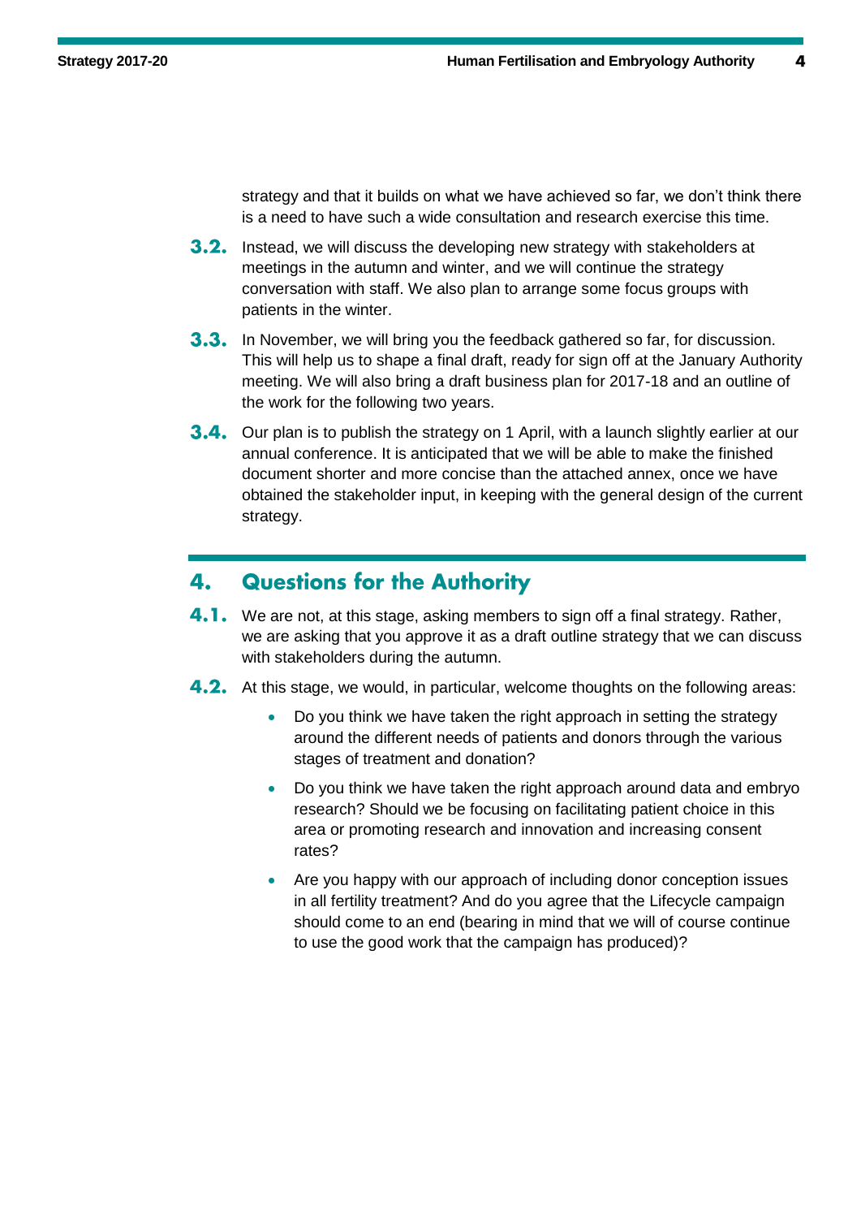strategy and that it builds on what we have achieved so far, we don't think there is a need to have such a wide consultation and research exercise this time.

**3.2.** Instead, we will discuss the developing new strategy with stakeholders at meetings in the autumn and winter, and we will continue the strategy conversation with staff. We also plan to arrange some focus groups with patients in the winter.

**3.3.** In November, we will bring you the feedback gathered so far, for discussion. This will help us to shape a final draft, ready for sign off at the January Authority meeting. We will also bring a draft business plan for 2017-18 and an outline of the work for the following two years.

**3.4.** Our plan is to publish the strategy on 1 April, with a launch slightly earlier at our annual conference. It is anticipated that we will be able to make the finished document shorter and more concise than the attached annex, once we have obtained the stakeholder input, in keeping with the general design of the current strategy.

## 4. Questions for the Authority

**4.1.** We are not, at this stage, asking members to sign off a final strategy. Rather, we are asking that you approve it as a draft outline strategy that we can discuss with stakeholders during the autumn.

**4.2.** At this stage, we would, in particular, welcome thoughts on the following areas:

- Do you think we have taken the right approach in setting the strategy around the different needs of patients and donors through the various stages of treatment and donation?
- Do you think we have taken the right approach around data and embryo research? Should we be focusing on facilitating patient choice in this area or promoting research and innovation and increasing consent rates?
- Are you happy with our approach of including donor conception issues in all fertility treatment? And do you agree that the Lifecycle campaign should come to an end (bearing in mind that we will of course continue to use the good work that the campaign has produced)?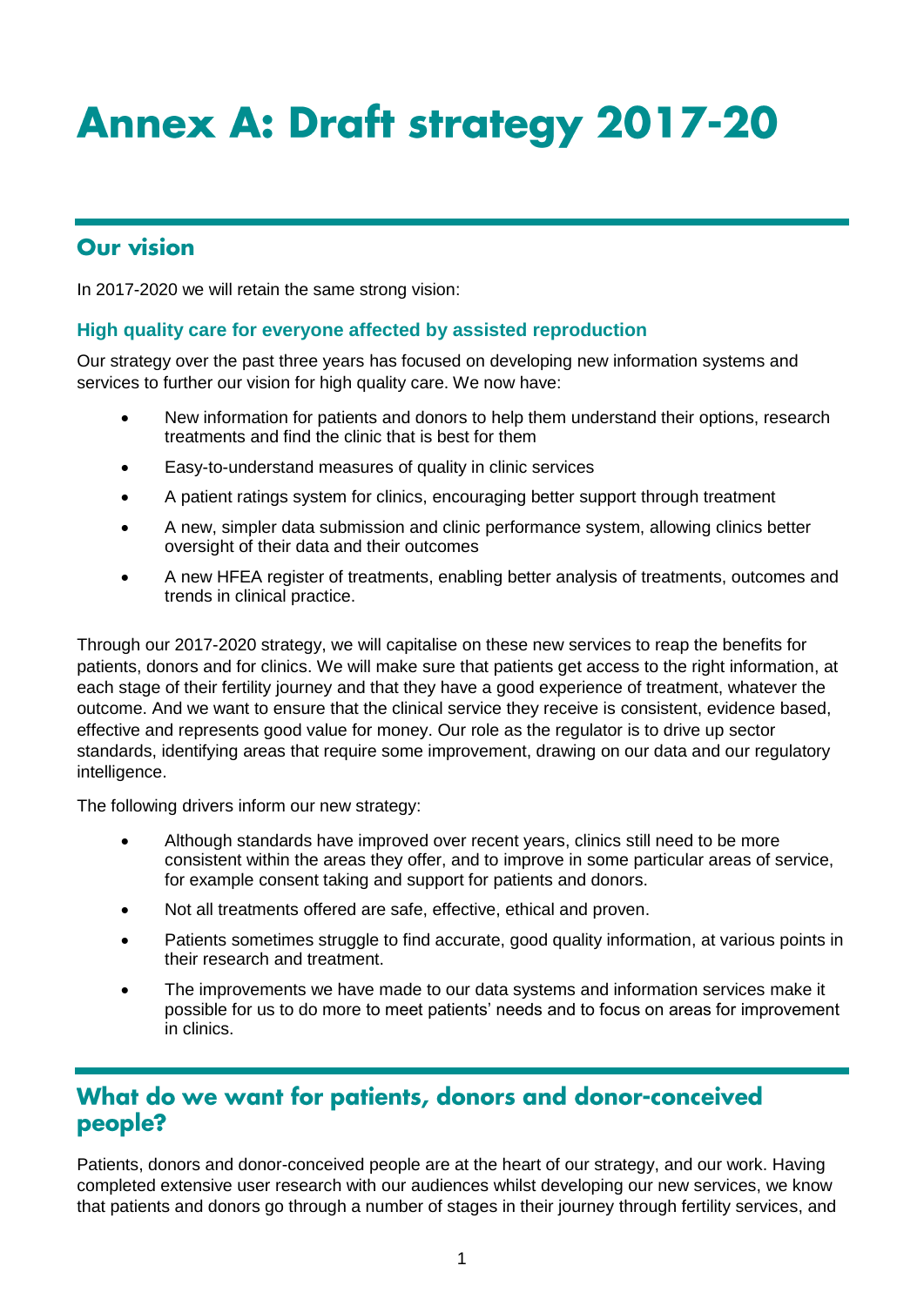# Annex A: Draft strategy 2017-20

## Our vision

In 2017-2020 we will retain the same strong vision:

### High quality care for everyone affected by assisted reproduction

Our strategy over the past three years has focused on developing new information systems and services to further our vision for high quality care. We now have:

- New information for patients and donors to help them understand their options, research treatments and find the clinic that is best for them
- Easy-to-understand measures of quality in clinic services
- A patient ratings system for clinics, encouraging better support through treatment
- A new, simpler data submission and clinic performance system, allowing clinics better oversight of their data and their outcomes
- A new HFEA register of treatments, enabling better analysis of treatments, outcomes and trends in clinical practice.

Through our 2017-2020 strategy, we will capitalise on these new services to reap the benefits for patients, donors and for clinics. We will make sure that patients get access to the right information, at each stage of their fertility journey and that they have a good experience of treatment, whatever the outcome. And we want to ensure that the clinical service they receive is consistent, evidence based, effective and represents good value for money. Our role as the regulator is to drive up sector standards, identifying areas that require some improvement, drawing on our data and our regulatory intelligence.

The following drivers inform our new strategy:

- Although standards have improved over recent years, clinics still need to be more consistent within the areas they offer, and to improve in some particular areas of service, for example consent taking and support for patients and donors.
- Not all treatments offered are safe, effective, ethical and proven.
- Patients sometimes struggle to find accurate, good quality information, at various points in their research and treatment.
- The improvements we have made to our data systems and information services make it possible for us to do more to meet patients' needs and to focus on areas for improvement in clinics.

## What do we want for patients, donors and donor-conceived people?

Patients, donors and donor-conceived people are at the heart of our strategy, and our work. Having completed extensive user research with our audiences whilst developing our new services, we know that patients and donors go through a number of stages in their journey through fertility services, and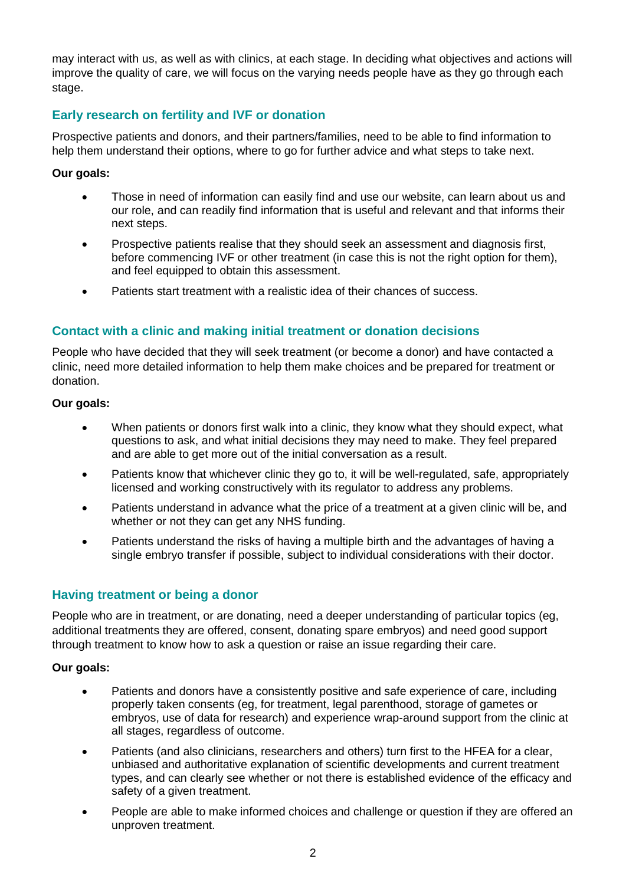may interact with us, as well as with clinics, at each stage. In deciding what objectives and actions will improve the quality of care, we will focus on the varying needs people have as they go through each stage.

### Early research on fertility and IVF or donation

Prospective patients and donors, and their partners/families, need to be able to find information to help them understand their options, where to go for further advice and what steps to take next.

**Our goals:**

- Those in need of information can easily find and use our website, can learn about us and our role, and can readily find information that is useful and relevant and that informs their next steps.
- Prospective patients realise that they should seek an assessment and diagnosis first, before commencing IVF or other treatment (in case this is not the right option for them), and feel equipped to obtain this assessment.
- Patients start treatment with a realistic idea of their chances of success.

### Contact with a clinic and making initial treatment or donation decisions

People who have decided that they will seek treatment (or become a donor) and have contacted a clinic, need more detailed information to help them make choices and be prepared for treatment or donation.

**Our goals:**

- When patients or donors first walk into a clinic, they know what they should expect, what questions to ask, and what initial decisions they may need to make. They feel prepared and are able to get more out of the initial conversation as a result.
- Patients know that whichever clinic they go to, it will be well-regulated, safe, appropriately licensed and working constructively with its regulator to address any problems.
- Patients understand in advance what the price of a treatment at a given clinic will be, and whether or not they can get any NHS funding.
- Patients understand the risks of having a multiple birth and the advantages of having a single embryo transfer if possible, subject to individual considerations with their doctor.

### Having treatment or being a donor

People who are in treatment, or are donating, need a deeper understanding of particular topics (eg, additional treatments they are offered, consent, donating spare embryos) and need good support through treatment to know how to ask a question or raise an issue regarding their care.

**Our goals:**

- Patients and donors have a consistently positive and safe experience of care, including properly taken consents (eg, for treatment, legal parenthood, storage of gametes or embryos, use of data for research) and experience wrap-around support from the clinic at all stages, regardless of outcome.
- Patients (and also clinicians, researchers and others) turn first to the HFEA for a clear, unbiased and authoritative explanation of scientific developments and current treatment types, and can clearly see whether or not there is established evidence of the efficacy and safety of a given treatment.
- People are able to make informed choices and challenge or question if they are offered an unproven treatment.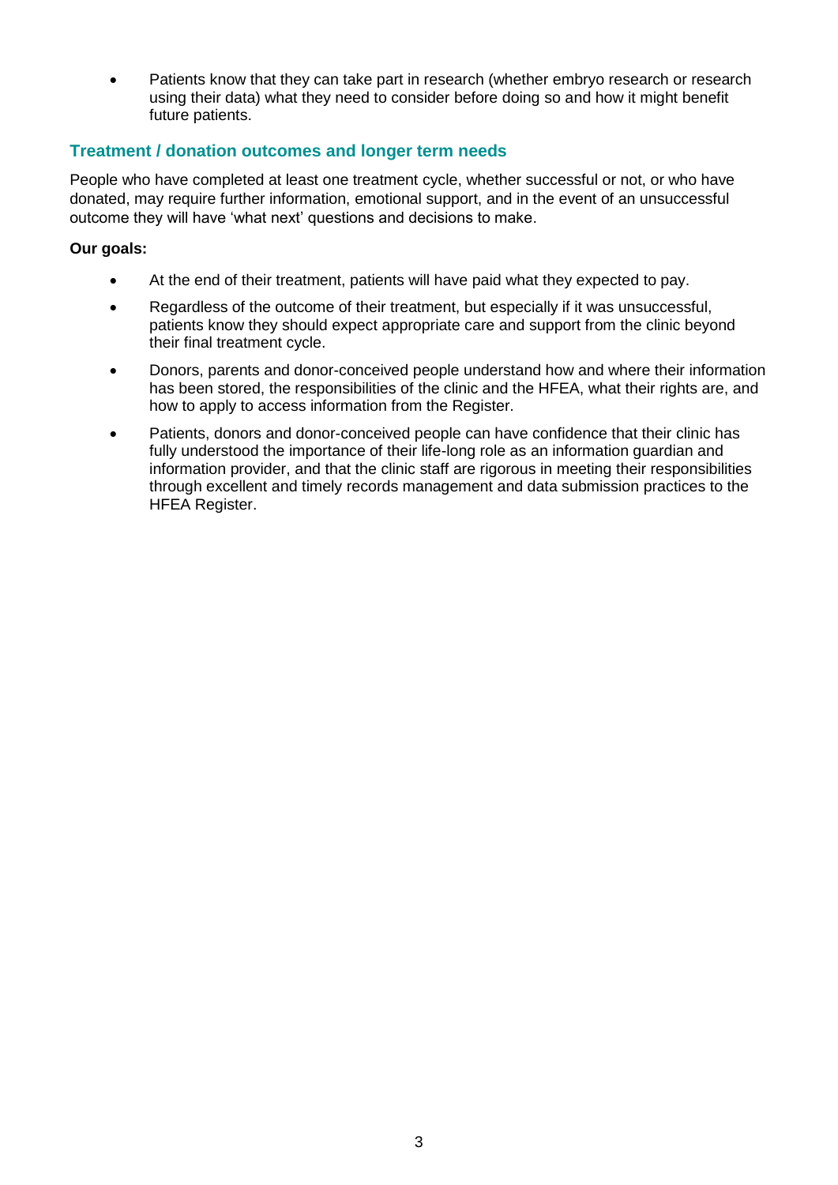- Patients know that they can take part in research (whether embryo research or research using their data) what they need to consider before doing so and how it might benefit future patients.

### Treatment / donation outcomes and longer term needs

People who have completed at least one treatment cycle, whether successful or not, or who have donated, may require further information, emotional support, and in the event of an unsuccessful outcome they will have 'what next' questions and decisions to make.

**Our goals:**

- At the end of their treatment, patients will have paid what they expected to pay.
- Regardless of the outcome of their treatment, but especially if it was unsuccessful, patients know they should expect appropriate care and support from the clinic beyond their final treatment cycle.
- Donors, parents and donor-conceived people understand how and where their information has been stored, the responsibilities of the clinic and the HFEA, what their rights are, and how to apply to access information from the Register.
- Patients, donors and donor-conceived people can have confidence that their clinic has fully understood the importance of their life-long role as an information guardian and information provider, and that the clinic staff are rigorous in meeting their responsibilities through excellent and timely records management and data submission practices to the HFEA Register.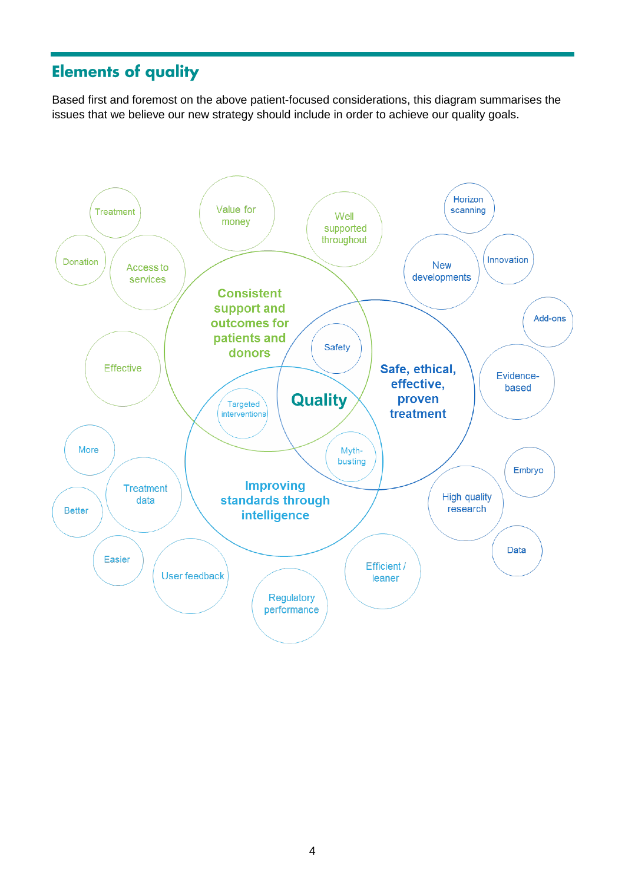## Elements of quality

Based first and foremost on the above patient-focused considerations, this diagram summarises the issues that we believe our new strategy should include in order to achieve our quality goals.

Quality

Consistent support and outcomes for patients and donors

Safe, ethical, effective, proven treatment

Improving standards through intelligence

Treatment

Donation

Access to services

Value for money

Well supported throughout

Horizon scanning

New developments

Innovation

Add-ons

Evidence-based

Effective

Safety

Targeted interventions

Myth-busting

Embryo

High quality research

Data

More

Treatment data

Better

Easier

User feedback

Regulatory performance

Efficient / leaner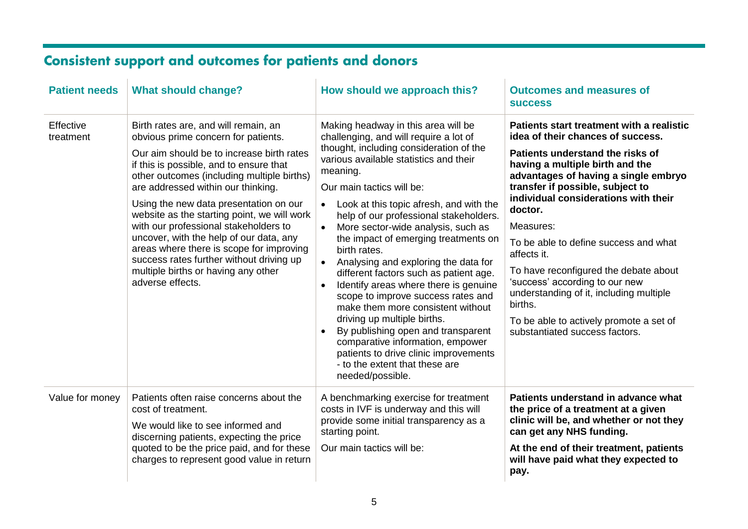## Consistent support and outcomes for patients and donors

| Patient needs | What should change? | How should we approach this? | Outcomes and measures of success |
|---|---|---|---|
| Effective treatment | Birth rates are, and will remain, an obvious prime concern for patients.<br><br>Our aim should be to increase birth rates if this is possible, and to ensure that other outcomes (including multiple births) are addressed within our thinking.<br><br>Using the new data presentation on our website as the starting point, we will work with our professional stakeholders to uncover, with the help of our data, any areas where there is scope for improving success rates further without driving up multiple births or having any other adverse effects. | Making headway in this area will be challenging, and will require a lot of thought, including consideration of the various available statistics and their meaning.<br><br>Our main tactics will be:<br><br>• Look at this topic afresh, and with the help of our professional stakeholders.<br>• More sector-wide analysis, such as the impact of emerging treatments on birth rates.<br>• Analysing and exploring the data for different factors such as patient age.<br>• Identify areas where there is genuine scope to improve success rates and make them more consistent without driving up multiple births.<br>• By publishing open and transparent comparative information, empower patients to drive clinic improvements - to the extent that these are needed/possible. | **Patients start treatment with a realistic idea of their chances of success.**<br><br>**Patients understand the risks of having a multiple birth and the advantages of having a single embryo transfer if possible, subject to individual considerations with their doctor.**<br><br>Measures:<br><br>To be able to define success and what affects it.<br><br>To have reconfigured the debate about 'success' according to our new understanding of it, including multiple births.<br><br>To be able to actively promote a set of substantiated success factors. |
| Value for money | Patients often raise concerns about the cost of treatment.<br><br>We would like to see informed and discerning patients, expecting the price quoted to be the price paid, and for these charges to represent good value in return | A benchmarking exercise for treatment costs in IVF is underway and this will provide some initial transparency as a starting point.<br><br>Our main tactics will be: | **Patients understand in advance what the price of a treatment at a given clinic will be, and whether or not they can get any NHS funding.**<br><br>**At the end of their treatment, patients will have paid what they expected to pay.** |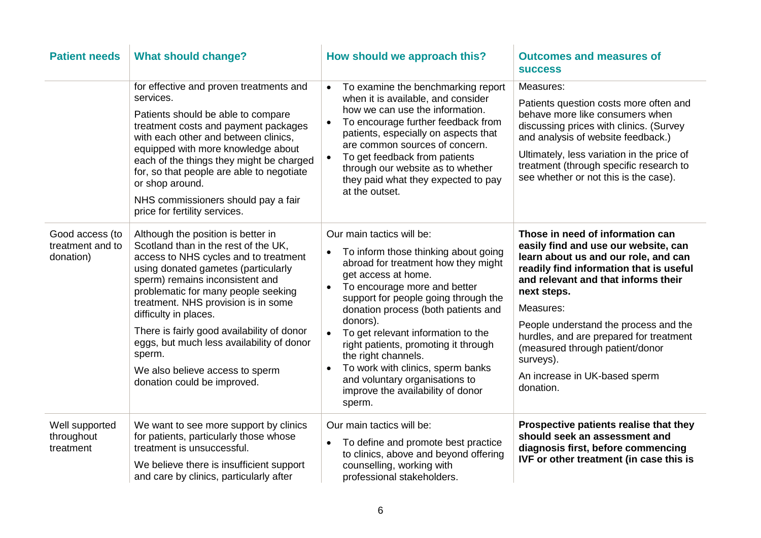| Patient needs | What should change? | How should we approach this? | Outcomes and measures of success |
|---|---|---|---|
| | for effective and proven treatments and services.<br><br>Patients should be able to compare treatment costs and payment packages with each other and between clinics, equipped with more knowledge about each of the things they might be charged for, so that people are able to negotiate or shop around.<br><br>NHS commissioners should pay a fair price for fertility services. | • To examine the benchmarking report when it is available, and consider how we can use the information.<br>• To encourage further feedback from patients, especially on aspects that are common sources of concern.<br>• To get feedback from patients through our website as to whether they paid what they expected to pay at the outset. | Measures:<br><br>Patients question costs more often and behave more like consumers when discussing prices with clinics. (Survey and analysis of website feedback.)<br><br>Ultimately, less variation in the price of treatment (through specific research to see whether or not this is the case). |
| Good access (to treatment and to donation) | Although the position is better in Scotland than in the rest of the UK, access to NHS cycles and to treatment using donated gametes (particularly sperm) remains inconsistent and problematic for many people seeking treatment. NHS provision is in some difficulty in places.<br><br>There is fairly good availability of donor eggs, but much less availability of donor sperm.<br><br>We also believe access to sperm donation could be improved. | Our main tactics will be:<br><br>• To inform those thinking about going abroad for treatment how they might get access at home.<br>• To encourage more and better support for people going through the donation process (both patients and donors).<br>• To get relevant information to the right patients, promoting it through the right channels.<br>• To work with clinics, sperm banks and voluntary organisations to improve the availability of donor sperm. | **Those in need of information can easily find and use our website, can learn about us and our role, and can readily find information that is useful and relevant and that informs their next steps.**<br><br>Measures:<br><br>People understand the process and the hurdles, and are prepared for treatment (measured through patient/donor surveys).<br><br>An increase in UK-based sperm donation. |
| Well supported throughout treatment | We want to see more support by clinics for patients, particularly those whose treatment is unsuccessful.<br><br>We believe there is insufficient support and care by clinics, particularly after | Our main tactics will be:<br><br>• To define and promote best practice to clinics, above and beyond offering counselling, working with professional stakeholders. | **Prospective patients realise that they should seek an assessment and diagnosis first, before commencing IVF or other treatment (in case this is** |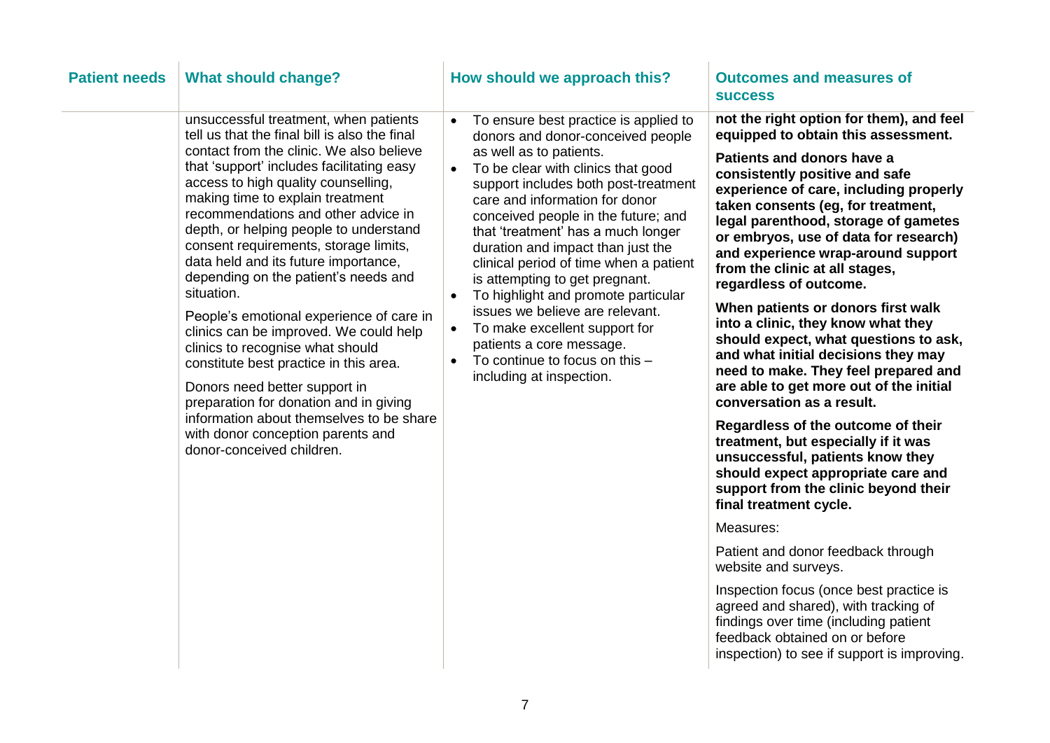| Patient needs | What should change? | How should we approach this? | Outcomes and measures of success |
|---|---|---|---|
| | unsuccessful treatment, when patients tell us that the final bill is also the final contact from the clinic. We also believe that 'support' includes facilitating easy access to high quality counselling, making time to explain treatment recommendations and other advice in depth, or helping people to understand consent requirements, storage limits, data held and its future importance, depending on the patient's needs and situation.<br><br>People's emotional experience of care in clinics can be improved. We could help clinics to recognise what should constitute best practice in this area.<br><br>Donors need better support in preparation for donation and in giving information about themselves to be share with donor conception parents and donor-conceived children. | • To ensure best practice is applied to donors and donor-conceived people as well as to patients.<br>• To be clear with clinics that good support includes both post-treatment care and information for donor conceived people in the future; and that 'treatment' has a much longer duration and impact than just the clinical period of time when a patient is attempting to get pregnant.<br>• To highlight and promote particular issues we believe are relevant.<br>• To make excellent support for patients a core message.<br>• To continue to focus on this – including at inspection. | **not the right option for them), and feel equipped to obtain this assessment.**<br><br>**Patients and donors have a consistently positive and safe experience of care, including properly taken consents (eg, for treatment, legal parenthood, storage of gametes or embryos, use of data for research) and experience wrap-around support from the clinic at all stages, regardless of outcome.**<br><br>**When patients or donors first walk into a clinic, they know what they should expect, what questions to ask, and what initial decisions they may need to make. They feel prepared and are able to get more out of the initial conversation as a result.**<br><br>**Regardless of the outcome of their treatment, but especially if it was unsuccessful, patients know they should expect appropriate care and support from the clinic beyond their final treatment cycle.**<br><br>Measures:<br><br>Patient and donor feedback through website and surveys.<br><br>Inspection focus (once best practice is agreed and shared), with tracking of findings over time (including patient feedback obtained on or before inspection) to see if support is improving. |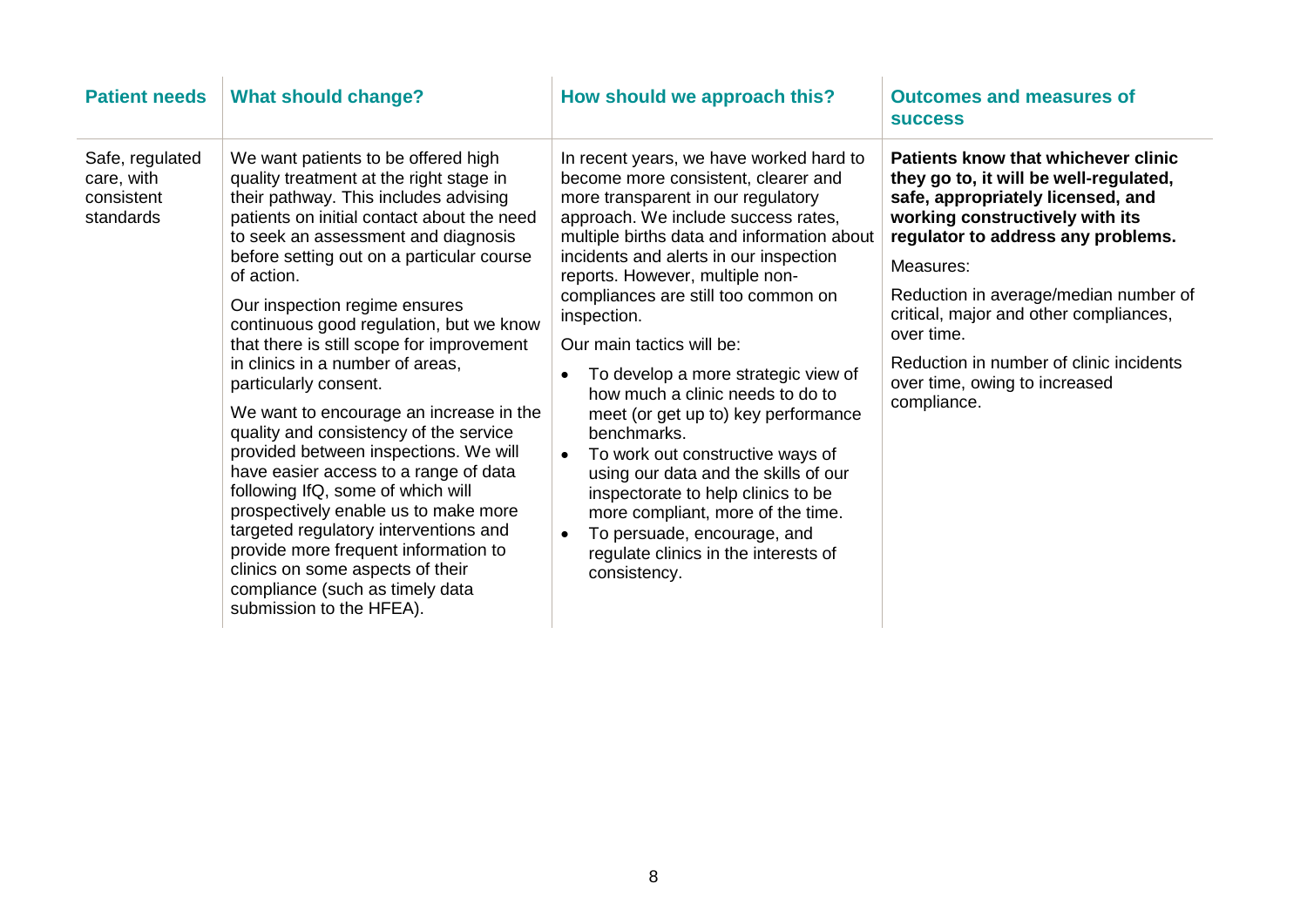| Patient needs | What should change? | How should we approach this? | Outcomes and measures of success |
|---|---|---|---|
| Safe, regulated care, with consistent standards | We want patients to be offered high quality treatment at the right stage in their pathway. This includes advising patients on initial contact about the need to seek an assessment and diagnosis before setting out on a particular course of action.<br><br>Our inspection regime ensures continuous good regulation, but we know that there is still scope for improvement in clinics in a number of areas, particularly consent.<br><br>We want to encourage an increase in the quality and consistency of the service provided between inspections. We will have easier access to a range of data following IfQ, some of which will prospectively enable us to make more targeted regulatory interventions and provide more frequent information to clinics on some aspects of their compliance (such as timely data submission to the HFEA). | In recent years, we have worked hard to become more consistent, clearer and more transparent in our regulatory approach. We include success rates, multiple births data and information about incidents and alerts in our inspection reports. However, multiple non-compliances are still too common on inspection.<br><br>Our main tactics will be:<br><br>• To develop a more strategic view of how much a clinic needs to do to meet (or get up to) key performance benchmarks.<br>• To work out constructive ways of using our data and the skills of our inspectorate to help clinics to be more compliant, more of the time.<br>• To persuade, encourage, and regulate clinics in the interests of consistency. | **Patients know that whichever clinic they go to, it will be well-regulated, safe, appropriately licensed, and working constructively with its regulator to address any problems.**<br><br>Measures:<br><br>Reduction in average/median number of critical, major and other compliances, over time.<br><br>Reduction in number of clinic incidents over time, owing to increased compliance. |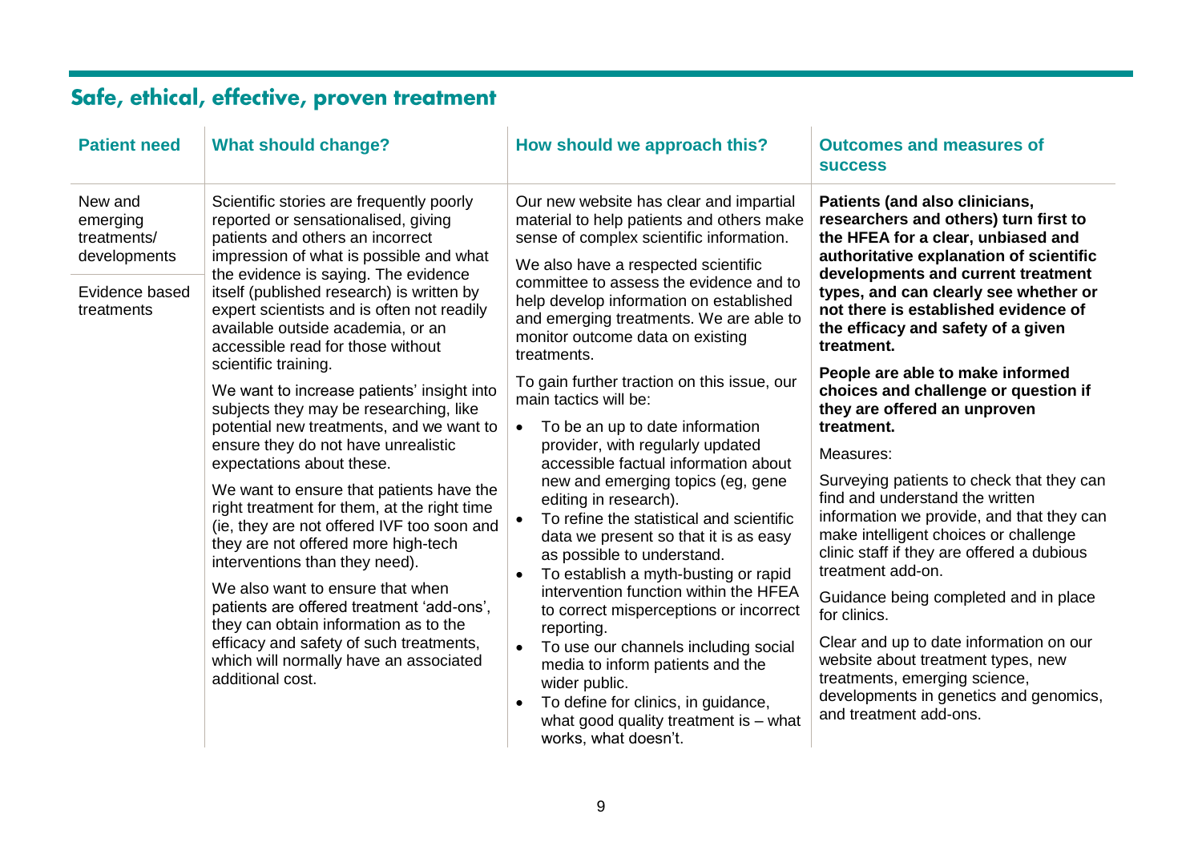## Safe, ethical, effective, proven treatment

| Patient need | What should change? | How should we approach this? | Outcomes and measures of success |
|---|---|---|---|
| New and emerging treatments/ developments<br><br>Evidence based treatments | Scientific stories are frequently poorly reported or sensationalised, giving patients and others an incorrect impression of what is possible and what the evidence is saying. The evidence itself (published research) is written by expert scientists and is often not readily available outside academia, or an accessible read for those without scientific training.<br><br>We want to increase patients' insight into subjects they may be researching, like potential new treatments, and we want to ensure they do not have unrealistic expectations about these.<br><br>We want to ensure that patients have the right treatment for them, at the right time (ie, they are not offered IVF too soon and they are not offered more high-tech interventions than they need).<br><br>We also want to ensure that when patients are offered treatment 'add-ons', they can obtain information as to the efficacy and safety of such treatments, which will normally have an associated additional cost. | Our new website has clear and impartial material to help patients and others make sense of complex scientific information.<br><br>We also have a respected scientific committee to assess the evidence and to help develop information on established and emerging treatments. We are able to monitor outcome data on existing treatments.<br><br>To gain further traction on this issue, our main tactics will be:<br><br>• To be an up to date information provider, with regularly updated accessible factual information about new and emerging topics (eg, gene editing in research).<br>• To refine the statistical and scientific data we present so that it is as easy as possible to understand.<br>• To establish a myth-busting or rapid intervention function within the HFEA to correct misperceptions or incorrect reporting.<br>• To use our channels including social media to inform patients and the wider public.<br>• To define for clinics, in guidance, what good quality treatment is – what works, what doesn't. | **Patients (and also clinicians, researchers and others) turn first to the HFEA for a clear, unbiased and authoritative explanation of scientific developments and current treatment types, and can clearly see whether or not there is established evidence of the efficacy and safety of a given treatment.**<br><br>**People are able to make informed choices and challenge or question if they are offered an unproven treatment.**<br><br>Measures:<br><br>Surveying patients to check that they can find and understand the written information we provide, and that they can make intelligent choices or challenge clinic staff if they are offered a dubious treatment add-on.<br><br>Guidance being completed and in place for clinics.<br><br>Clear and up to date information on our website about treatment types, new treatments, emerging science, developments in genetics and genomics, and treatment add-ons. |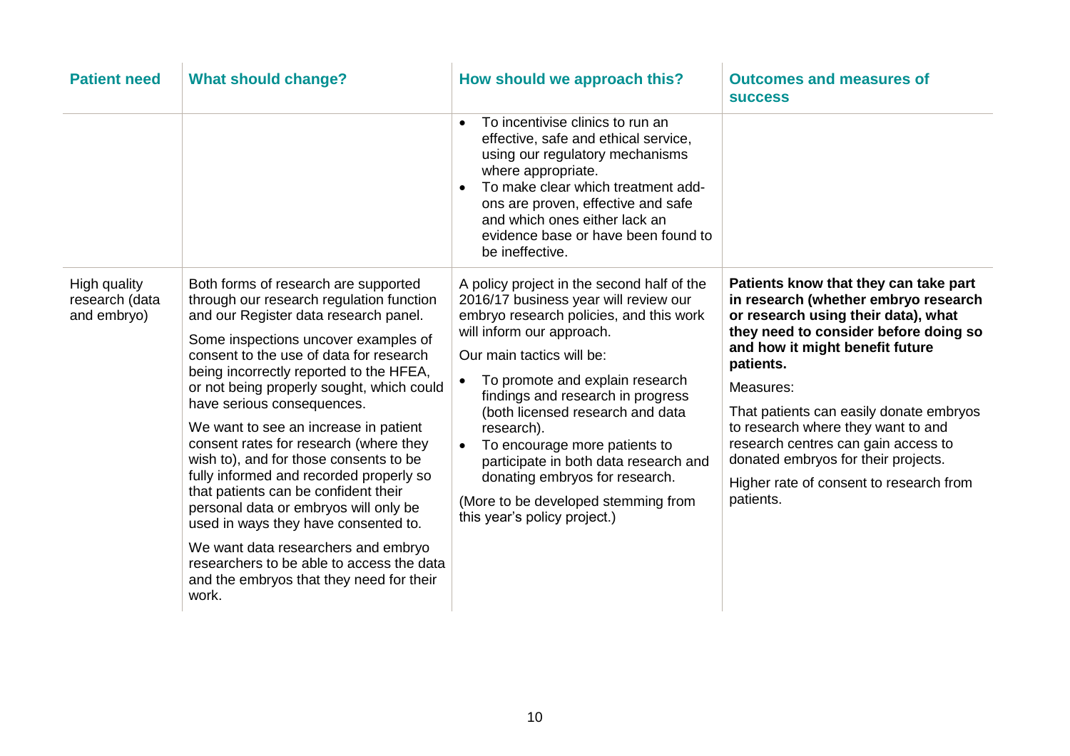| Patient need | What should change? | How should we approach this? | Outcomes and measures of success |
|---|---|---|---|
| | | • To incentivise clinics to run an effective, safe and ethical service, using our regulatory mechanisms where appropriate.<br>• To make clear which treatment add-ons are proven, effective and safe and which ones either lack an evidence base or have been found to be ineffective. | |
| High quality research (data and embryo) | Both forms of research are supported through our research regulation function and our Register data research panel.<br><br>Some inspections uncover examples of consent to the use of data for research being incorrectly reported to the HFEA, or not being properly sought, which could have serious consequences.<br><br>We want to see an increase in patient consent rates for research (where they wish to), and for those consents to be fully informed and recorded properly so that patients can be confident their personal data or embryos will only be used in ways they have consented to.<br><br>We want data researchers and embryo researchers to be able to access the data and the embryos that they need for their work. | A policy project in the second half of the 2016/17 business year will review our embryo research policies, and this work will inform our approach.<br><br>Our main tactics will be:<br><br>• To promote and explain research findings and research in progress (both licensed research and data research).<br>• To encourage more patients to participate in both data research and donating embryos for research.<br><br>(More to be developed stemming from this year's policy project.) | **Patients know that they can take part in research (whether embryo research or research using their data), what they need to consider before doing so and how it might benefit future patients.**<br><br>Measures:<br><br>That patients can easily donate embryos to research where they want to and research centres can gain access to donated embryos for their projects.<br><br>Higher rate of consent to research from patients. |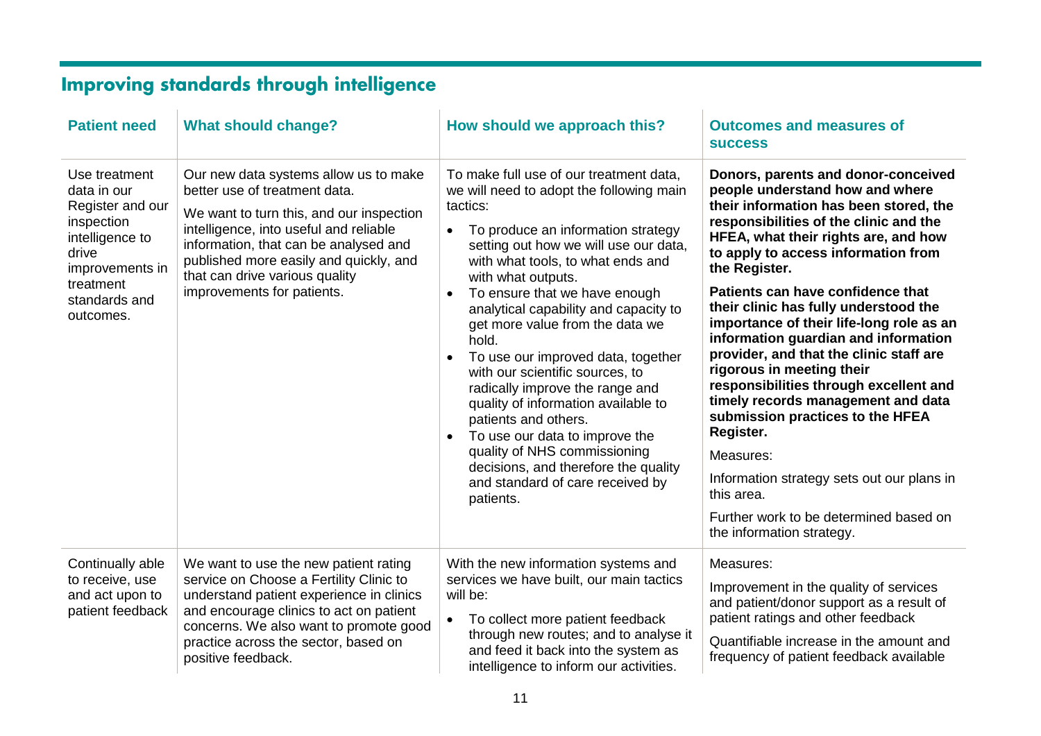## Improving standards through intelligence

| Patient need | What should change? | How should we approach this? | Outcomes and measures of success |
|---|---|---|---|
| Use treatment data in our Register and our inspection intelligence to drive improvements in treatment standards and outcomes. | Our new data systems allow us to make better use of treatment data.<br><br>We want to turn this, and our inspection intelligence, into useful and reliable information, that can be analysed and published more easily and quickly, and that can drive various quality improvements for patients. | To make full use of our treatment data, we will need to adopt the following main tactics:<br><br>• To produce an information strategy setting out how we will use our data, with what tools, to what ends and with what outputs.<br>• To ensure that we have enough analytical capability and capacity to get more value from the data we hold.<br>• To use our improved data, together with our scientific sources, to radically improve the range and quality of information available to patients and others.<br>• To use our data to improve the quality of NHS commissioning decisions, and therefore the quality and standard of care received by patients. | **Donors, parents and donor-conceived people understand how and where their information has been stored, the responsibilities of the clinic and the HFEA, what their rights are, and how to apply to access information from the Register.**<br><br>**Patients can have confidence that their clinic has fully understood the importance of their life-long role as an information guardian and information provider, and that the clinic staff are rigorous in meeting their responsibilities through excellent and timely records management and data submission practices to the HFEA Register.**<br><br>Measures:<br><br>Information strategy sets out our plans in this area.<br><br>Further work to be determined based on the information strategy. |
| Continually able to receive, use and act upon to patient feedback | We want to use the new patient rating service on Choose a Fertility Clinic to understand patient experience in clinics and encourage clinics to act on patient concerns. We also want to promote good practice across the sector, based on positive feedback. | With the new information systems and services we have built, our main tactics will be:<br><br>• To collect more patient feedback through new routes; and to analyse it and feed it back into the system as intelligence to inform our activities. | Measures:<br><br>Improvement in the quality of services and patient/donor support as a result of patient ratings and other feedback<br><br>Quantifiable increase in the amount and frequency of patient feedback available |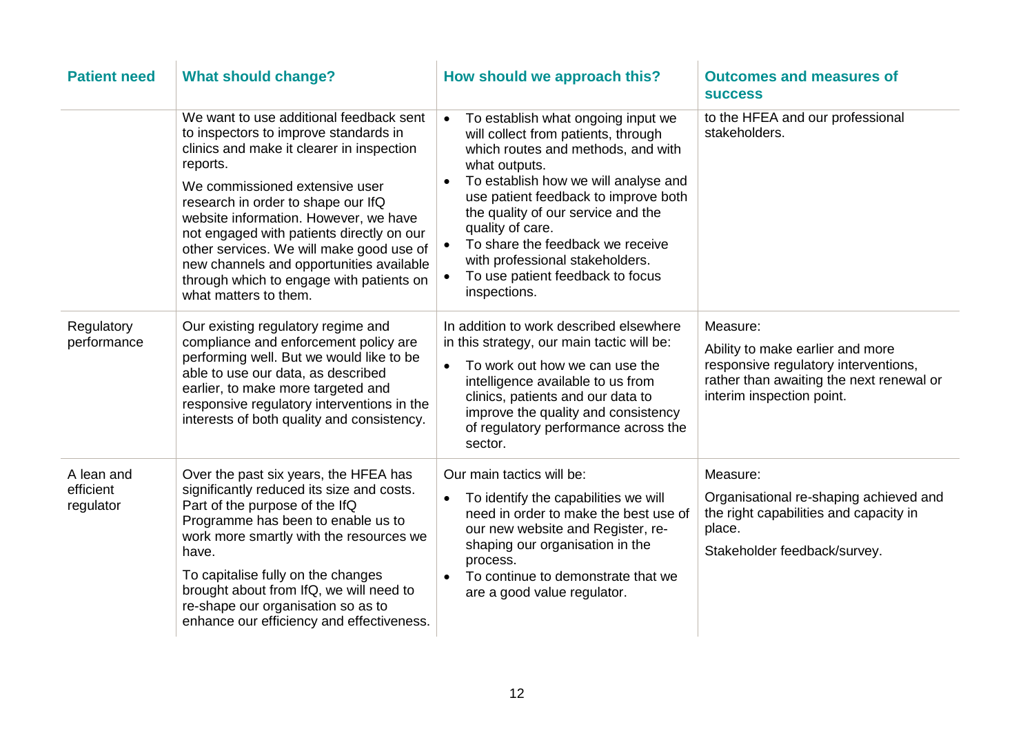| Patient need | What should change? | How should we approach this? | Outcomes and measures of success |
|---|---|---|---|
| | We want to use additional feedback sent to inspectors to improve standards in clinics and make it clearer in inspection reports.<br><br>We commissioned extensive user research in order to shape our IfQ website information. However, we have not engaged with patients directly on our other services. We will make good use of new channels and opportunities available through which to engage with patients on what matters to them. | • To establish what ongoing input we will collect from patients, through which routes and methods, and with what outputs.<br>• To establish how we will analyse and use patient feedback to improve both the quality of our service and the quality of care.<br>• To share the feedback we receive with professional stakeholders.<br>• To use patient feedback to focus inspections. | to the HFEA and our professional stakeholders. |
| Regulatory performance | Our existing regulatory regime and compliance and enforcement policy are performing well. But we would like to be able to use our data, as described earlier, to make more targeted and responsive regulatory interventions in the interests of both quality and consistency. | In addition to work described elsewhere in this strategy, our main tactic will be:<br>• To work out how we can use the intelligence available to us from clinics, patients and our data to improve the quality and consistency of regulatory performance across the sector. | Measure:<br><br>Ability to make earlier and more responsive regulatory interventions, rather than awaiting the next renewal or interim inspection point. |
| A lean and efficient regulator | Over the past six years, the HFEA has significantly reduced its size and costs. Part of the purpose of the IfQ Programme has been to enable us to work more smartly with the resources we have.<br><br>To capitalise fully on the changes brought about from IfQ, we will need to re-shape our organisation so as to enhance our efficiency and effectiveness. | Our main tactics will be:<br>• To identify the capabilities we will need in order to make the best use of our new website and Register, re-shaping our organisation in the process.<br>• To continue to demonstrate that we are a good value regulator. | Measure:<br><br>Organisational re-shaping achieved and the right capabilities and capacity in place.<br><br>Stakeholder feedback/survey. |